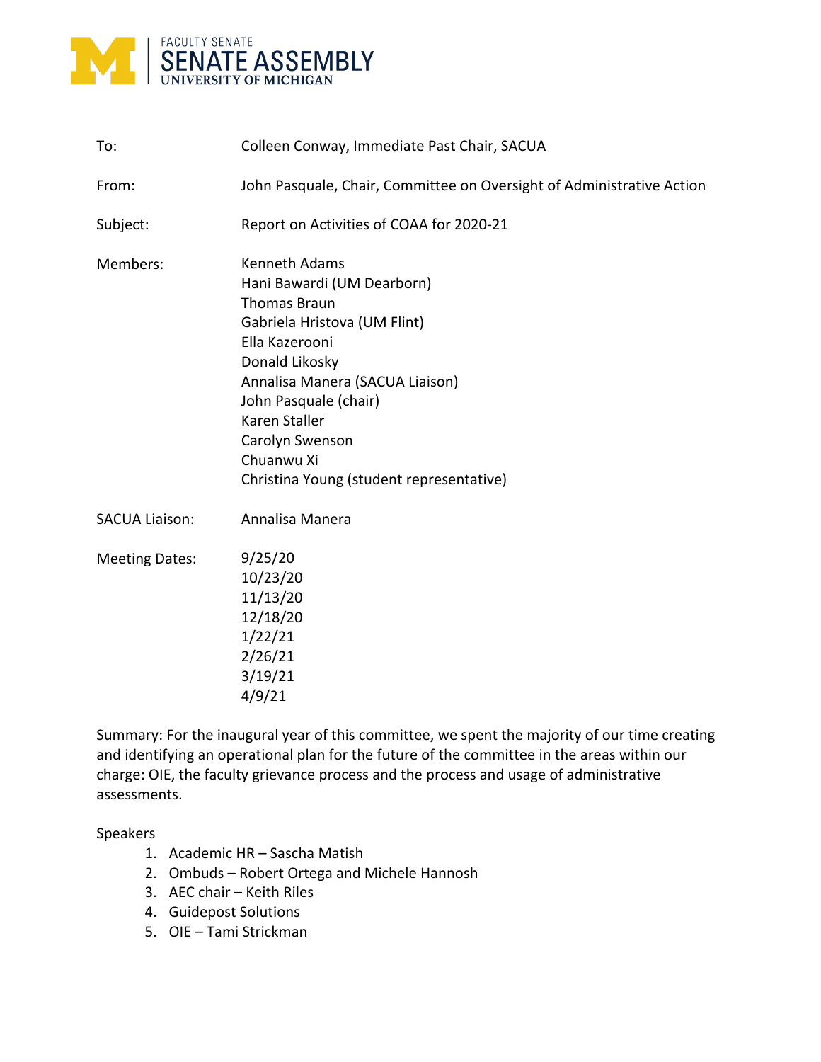FACULTY SENATE
SENATE ASSEMBLY
UNIVERSITY OF MICHIGAN

| | |
|---|---|
| To: | Colleen Conway, Immediate Past Chair, SACUA |
| From: | John Pasquale, Chair, Committee on Oversight of Administrative Action |
| Subject: | Report on Activities of COAA for 2020-21 |
| Members: | Kenneth Adams<br>Hani Bawardi (UM Dearborn)<br>Thomas Braun<br>Gabriela Hristova (UM Flint)<br>Ella Kazerooni<br>Donald Likosky<br>Annalisa Manera (SACUA Liaison)<br>John Pasquale (chair)<br>Karen Staller<br>Carolyn Swenson<br>Chuanwu Xi<br>Christina Young (student representative) |
| SACUA Liaison: | Annalisa Manera |
| Meeting Dates: | 9/25/20<br>10/23/20<br>11/13/20<br>12/18/20<br>1/22/21<br>2/26/21<br>3/19/21<br>4/9/21 |

Summary: For the inaugural year of this committee, we spent the majority of our time creating and identifying an operational plan for the future of the committee in the areas within our charge: OIE, the faculty grievance process and the process and usage of administrative assessments.

Speakers

1. Academic HR – Sascha Matish
2. Ombuds – Robert Ortega and Michele Hannosh
3. AEC chair – Keith Riles
4. Guidepost Solutions
5. OIE – Tami Strickman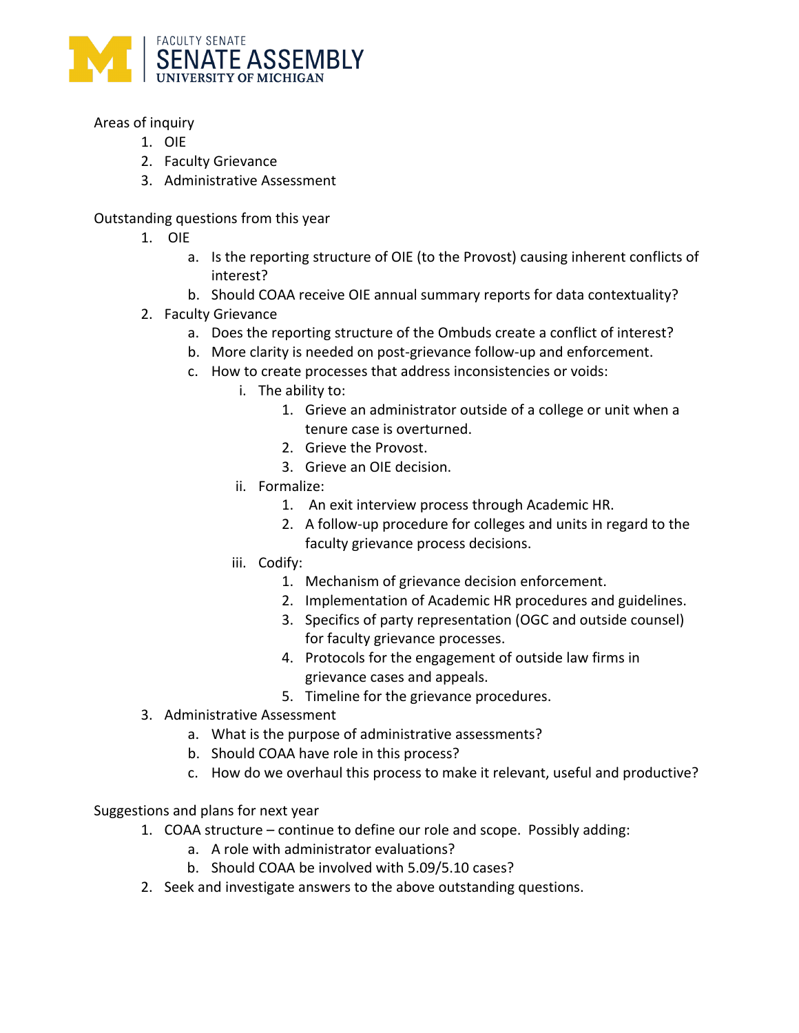Areas of inquiry

1. OIE
2. Faculty Grievance
3. Administrative Assessment

Outstanding questions from this year

1. OIE
    a. Is the reporting structure of OIE (to the Provost) causing inherent conflicts of interest?
    b. Should COAA receive OIE annual summary reports for data contextuality?
2. Faculty Grievance
    a. Does the reporting structure of the Ombuds create a conflict of interest?
    b. More clarity is needed on post-grievance follow-up and enforcement.
    c. How to create processes that address inconsistencies or voids:
        i. The ability to:
            1. Grieve an administrator outside of a college or unit when a tenure case is overturned.
            2. Grieve the Provost.
            3. Grieve an OIE decision.
        ii. Formalize:
            1. An exit interview process through Academic HR.
            2. A follow-up procedure for colleges and units in regard to the faculty grievance process decisions.
        iii. Codify:
            1. Mechanism of grievance decision enforcement.
            2. Implementation of Academic HR procedures and guidelines.
            3. Specifics of party representation (OGC and outside counsel) for faculty grievance processes.
            4. Protocols for the engagement of outside law firms in grievance cases and appeals.
            5. Timeline for the grievance procedures.
3. Administrative Assessment
    a. What is the purpose of administrative assessments?
    b. Should COAA have role in this process?
    c. How do we overhaul this process to make it relevant, useful and productive?

Suggestions and plans for next year

1. COAA structure – continue to define our role and scope. Possibly adding:
    a. A role with administrator evaluations?
    b. Should COAA be involved with 5.09/5.10 cases?
2. Seek and investigate answers to the above outstanding questions.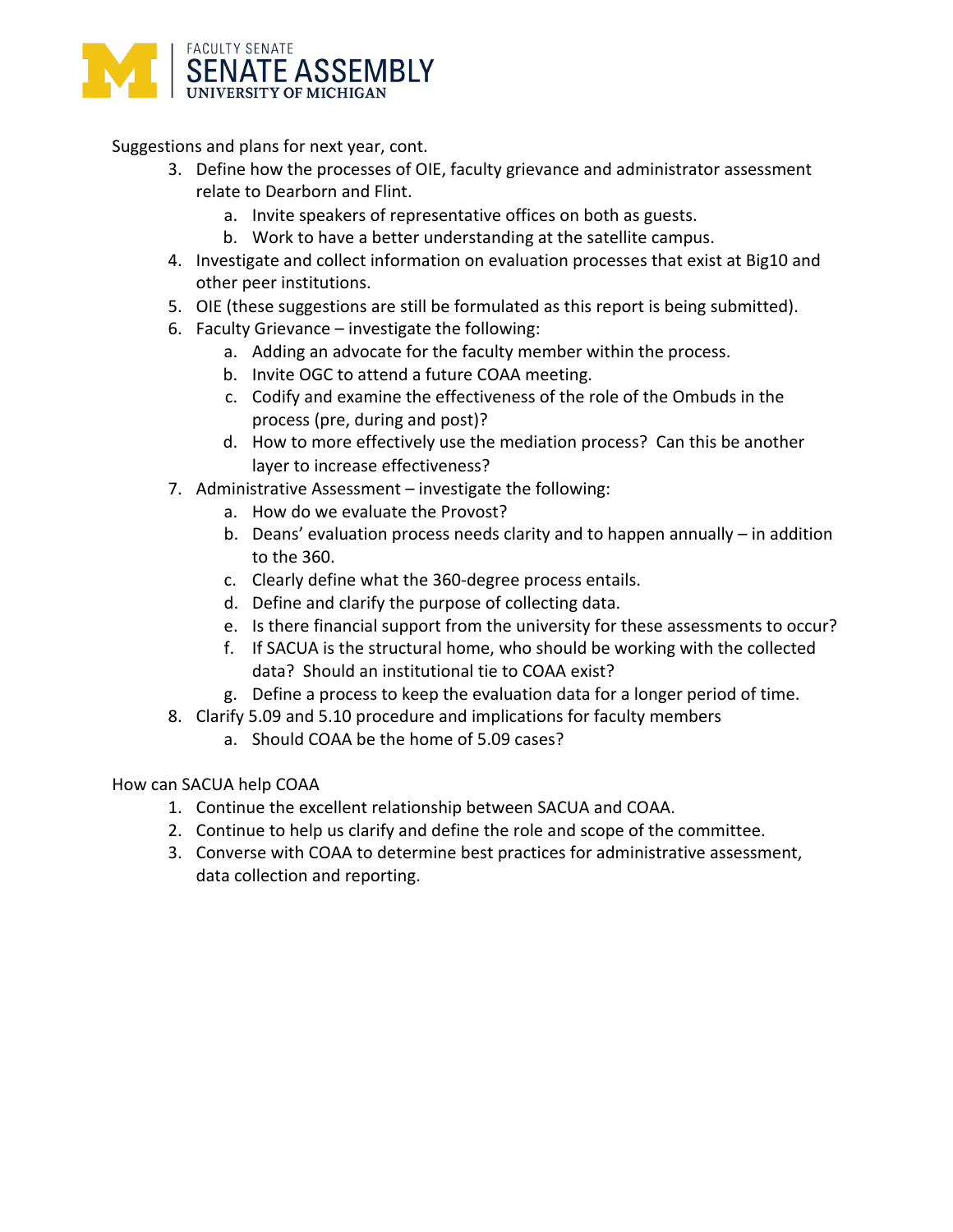Suggestions and plans for next year, cont.

3. Define how the processes of OIE, faculty grievance and administrator assessment relate to Dearborn and Flint.
    a. Invite speakers of representative offices on both as guests.
    b. Work to have a better understanding at the satellite campus.
4. Investigate and collect information on evaluation processes that exist at Big10 and other peer institutions.
5. OIE (these suggestions are still be formulated as this report is being submitted).
6. Faculty Grievance – investigate the following:
    a. Adding an advocate for the faculty member within the process.
    b. Invite OGC to attend a future COAA meeting.
    c. Codify and examine the effectiveness of the role of the Ombuds in the process (pre, during and post)?
    d. How to more effectively use the mediation process? Can this be another layer to increase effectiveness?
7. Administrative Assessment – investigate the following:
    a. How do we evaluate the Provost?
    b. Deans' evaluation process needs clarity and to happen annually – in addition to the 360.
    c. Clearly define what the 360-degree process entails.
    d. Define and clarify the purpose of collecting data.
    e. Is there financial support from the university for these assessments to occur?
    f. If SACUA is the structural home, who should be working with the collected data? Should an institutional tie to COAA exist?
    g. Define a process to keep the evaluation data for a longer period of time.
8. Clarify 5.09 and 5.10 procedure and implications for faculty members
    a. Should COAA be the home of 5.09 cases?

How can SACUA help COAA

1. Continue the excellent relationship between SACUA and COAA.
2. Continue to help us clarify and define the role and scope of the committee.
3. Converse with COAA to determine best practices for administrative assessment, data collection and reporting.